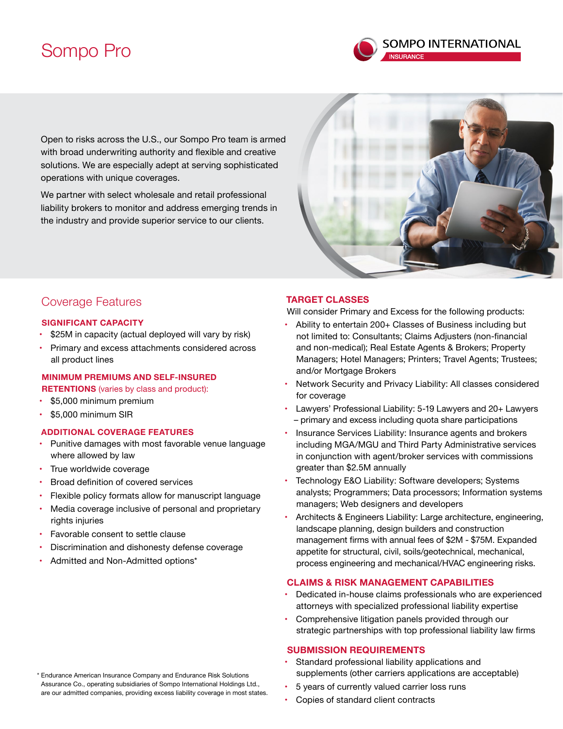# Sompo Pro

SOMPO INTERNATIONAL
INSURANCE

Open to risks across the U.S., our Sompo Pro team is armed with broad underwriting authority and flexible and creative solutions. We are especially adept at serving sophisticated operations with unique coverages.

We partner with select wholesale and retail professional liability brokers to monitor and address emerging trends in the industry and provide superior service to our clients.

## Coverage Features

### SIGNIFICANT CAPACITY

- $25M in capacity (actual deployed will vary by risk)
- Primary and excess attachments considered across all product lines

### MINIMUM PREMIUMS AND SELF-INSURED RETENTIONS (varies by class and product):

- $5,000 minimum premium
- $5,000 minimum SIR

### ADDITIONAL COVERAGE FEATURES

- Punitive damages with most favorable venue language where allowed by law
- True worldwide coverage
- Broad definition of covered services
- Flexible policy formats allow for manuscript language
- Media coverage inclusive of personal and proprietary rights injuries
- Favorable consent to settle clause
- Discrimination and dishonesty defense coverage
- Admitted and Non-Admitted options*

### TARGET CLASSES

Will consider Primary and Excess for the following products:

- Ability to entertain 200+ Classes of Business including but not limited to: Consultants; Claims Adjusters (non-financial and non-medical); Real Estate Agents & Brokers; Property Managers; Hotel Managers; Printers; Travel Agents; Trustees; and/or Mortgage Brokers
- Network Security and Privacy Liability: All classes considered for coverage
- Lawyers' Professional Liability: 5-19 Lawyers and 20+ Lawyers – primary and excess including quota share participations
- Insurance Services Liability: Insurance agents and brokers including MGA/MGU and Third Party Administrative services in conjunction with agent/broker services with commissions greater than $2.5M annually
- Technology E&O Liability: Software developers; Systems analysts; Programmers; Data processors; Information systems managers; Web designers and developers
- Architects & Engineers Liability: Large architecture, engineering, landscape planning, design builders and construction management firms with annual fees of $2M - $75M. Expanded appetite for structural, civil, soils/geotechnical, mechanical, process engineering and mechanical/HVAC engineering risks.

### CLAIMS & RISK MANAGEMENT CAPABILITIES

- Dedicated in-house claims professionals who are experienced attorneys with specialized professional liability expertise
- Comprehensive litigation panels provided through our strategic partnerships with top professional liability law firms

### SUBMISSION REQUIREMENTS

- Standard professional liability applications and supplements (other carriers applications are acceptable)
- 5 years of currently valued carrier loss runs
- Copies of standard client contracts

\* Endurance American Insurance Company and Endurance Risk Solutions Assurance Co., operating subsidiaries of Sompo International Holdings Ltd., are our admitted companies, providing excess liability coverage in most states.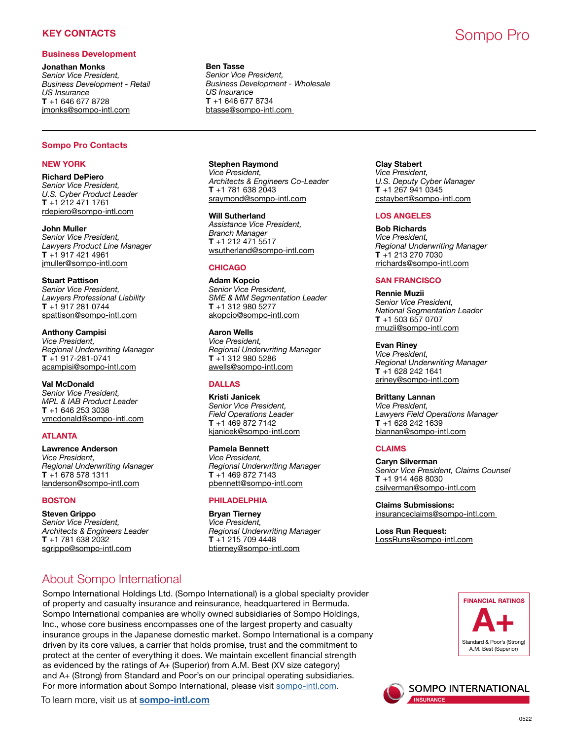Sompo Pro

## KEY CONTACTS

### Business Development

**Jonathan Monks**
*Senior Vice President,*
*Business Development - Retail*
*US Insurance*
**T** +1 646 677 8728
jmonks@sompo-intl.com

**Ben Tasse**
*Senior Vice President,*
*Business Development - Wholesale*
*US Insurance*
**T** +1 646 677 8734
btasse@sompo-intl.com

### Sompo Pro Contacts

#### NEW YORK

**Richard DePiero**
*Senior Vice President,*
*U.S. Cyber Product Leader*
**T** +1 212 471 1761
rdepiero@sompo-intl.com

**John Muller**
*Senior Vice President,*
*Lawyers Product Line Manager*
**T** +1 917 421 4961
jmuller@sompo-intl.com

**Stuart Pattison**
*Senior Vice President,*
*Lawyers Professional Liability*
**T** +1 917 281 0744
spattison@sompo-intl.com

**Anthony Campisi**
*Vice President,*
*Regional Underwriting Manager*
**T** +1 917-281-0741
acampisi@sompo-intl.com

**Val McDonald**
*Senior Vice President,*
*MPL & IAB Product Leader*
**T** +1 646 253 3038
vmcdonald@sompo-intl.com

**Stephen Raymond**
*Vice President,*
*Architects & Engineers Co-Leader*
**T** +1 781 638 2043
sraymond@sompo-intl.com

**Will Sutherland**
*Assistance Vice President,*
*Branch Manager*
**T** +1 212 471 5517
wsutherland@sompo-intl.com

**Clay Stabert**
*Vice President,*
*U.S. Deputy Cyber Manager*
**T** +1 267 941 0345
cstaybert@sompo-intl.com

#### ATLANTA

**Lawrence Anderson**
*Vice President,*
*Regional Underwriting Manager*
**T** +1 678 578 1311
landerson@sompo-intl.com

#### BOSTON

**Steven Grippo**
*Senior Vice President,*
*Architects & Engineers Leader*
**T** +1 781 638 2032
sgrippo@sompo-intl.com

#### CHICAGO

**Adam Kopcio**
*Senior Vice President,*
*SME & MM Segmentation Leader*
**T** +1 312 980 5277
akopcio@sompo-intl.com

**Aaron Wells**
*Vice President,*
*Regional Underwriting Manager*
**T** +1 312 980 5286
awells@sompo-intl.com

#### DALLAS

**Kristi Janicek**
*Senior Vice President,*
*Field Operations Leader*
**T** +1 469 872 7142
kjanicek@sompo-intl.com

**Pamela Bennett**
*Vice President,*
*Regional Underwriting Manager*
**T** +1 469 872 7143
pbennett@sompo-intl.com

#### PHILADELPHIA

**Bryan Tierney**
*Vice President,*
*Regional Underwriting Manager*
**T** +1 215 709 4448
btierney@sompo-intl.com

#### LOS ANGELES

**Bob Richards**
*Vice President,*
*Regional Underwriting Manager*
**T** +1 213 270 7030
rrichards@sompo-intl.com

#### SAN FRANCISCO

**Rennie Muzii**
*Senior Vice President,*
*National Segmentation Leader*
**T** +1 503 657 0707
rmuzii@sompo-intl.com

**Evan Riney**
*Vice President,*
*Regional Underwriting Manager*
**T** +1 628 242 1641
eriney@sompo-intl.com

**Brittany Lannan**
*Vice President,*
*Lawyers Field Operations Manager*
**T** +1 628 242 1639
blannan@sompo-intl.com

#### CLAIMS

**Caryn Silverman**
*Senior Vice President, Claims Counsel*
**T** +1 914 468 8030
csilverman@sompo-intl.com

**Claims Submissions:**
insuranceclaims@sompo-intl.com

**Loss Run Request:**
LossRuns@sompo-intl.com

## About Sompo International

Sompo International Holdings Ltd. (Sompo International) is a global specialty provider of property and casualty insurance and reinsurance, headquartered in Bermuda. Sompo International companies are wholly owned subsidiaries of Sompo Holdings, Inc., whose core business encompasses one of the largest property and casualty insurance groups in the Japanese domestic market. Sompo International is a company driven by its core values, a carrier that holds promise, trust and the commitment to protect at the center of everything it does. We maintain excellent financial strength as evidenced by the ratings of A+ (Superior) from A.M. Best (XV size category) and A+ (Strong) from Standard and Poor's on our principal operating subsidiaries. For more information about Sompo International, please visit sompo-intl.com.

To learn more, visit us at **sompo-intl.com**

**FINANCIAL RATINGS**
**A+**
Standard & Poor's (Strong)
A.M. Best (Superior)

SOMPO INTERNATIONAL
INSURANCE

0522